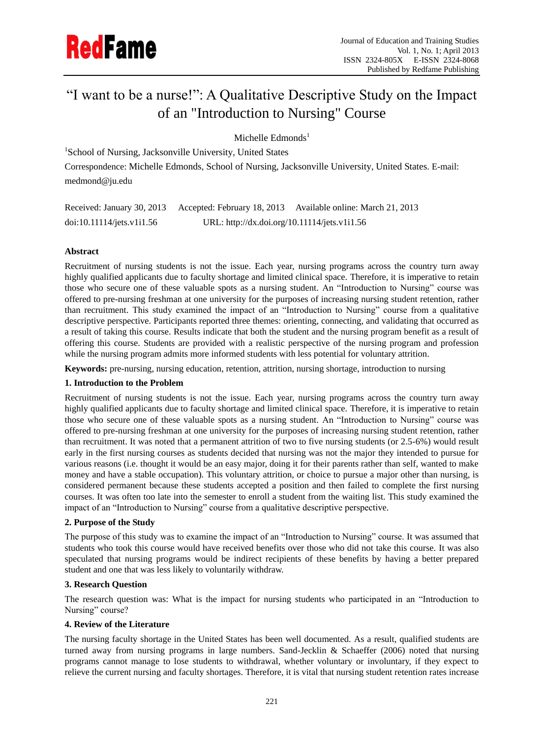# "I want to be a nurse!": A Qualitative Descriptive Study on the Impact of an "Introduction to Nursing" Course

Michelle Edmonds[1]

[1]School of Nursing, Jacksonville University, United States

Correspondence: Michelle Edmonds, School of Nursing, Jacksonville University, United States. E-mail: medmond@ju.edu

Received: January 30, 2013 Accepted: February 18, 2013 Available online: March 21, 2013

doi:10.11114/jets.v1i1.56 URL: http://dx.doi.org/10.11114/jets.v1i1.56

**Abstract**

Recruitment of nursing students is not the issue. Each year, nursing programs across the country turn away highly qualified applicants due to faculty shortage and limited clinical space. Therefore, it is imperative to retain those who secure one of these valuable spots as a nursing student. An "Introduction to Nursing" course was offered to pre-nursing freshman at one university for the purposes of increasing nursing student retention, rather than recruitment. This study examined the impact of an "Introduction to Nursing" course from a qualitative descriptive perspective. Participants reported three themes: orienting, connecting, and validating that occurred as a result of taking this course. Results indicate that both the student and the nursing program benefit as a result of offering this course. Students are provided with a realistic perspective of the nursing program and profession while the nursing program admits more informed students with less potential for voluntary attrition.

**Keywords:** pre-nursing, nursing education, retention, attrition, nursing shortage, introduction to nursing

## 1. Introduction to the Problem

Recruitment of nursing students is not the issue. Each year, nursing programs across the country turn away highly qualified applicants due to faculty shortage and limited clinical space. Therefore, it is imperative to retain those who secure one of these valuable spots as a nursing student. An "Introduction to Nursing" course was offered to pre-nursing freshman at one university for the purposes of increasing nursing student retention, rather than recruitment. It was noted that a permanent attrition of two to five nursing students (or 2.5-6%) would result early in the first nursing courses as students decided that nursing was not the major they intended to pursue for various reasons (i.e. thought it would be an easy major, doing it for their parents rather than self, wanted to make money and have a stable occupation). This voluntary attrition, or choice to pursue a major other than nursing, is considered permanent because these students accepted a position and then failed to complete the first nursing courses. It was often too late into the semester to enroll a student from the waiting list. This study examined the impact of an "Introduction to Nursing" course from a qualitative descriptive perspective.

## 2. Purpose of the Study

The purpose of this study was to examine the impact of an "Introduction to Nursing" course. It was assumed that students who took this course would have received benefits over those who did not take this course. It was also speculated that nursing programs would be indirect recipients of these benefits by having a better prepared student and one that was less likely to voluntarily withdraw.

## 3. Research Question

The research question was: What is the impact for nursing students who participated in an "Introduction to Nursing" course?

## 4. Review of the Literature

The nursing faculty shortage in the United States has been well documented. As a result, qualified students are turned away from nursing programs in large numbers. Sand-Jecklin & Schaeffer (2006) noted that nursing programs cannot manage to lose students to withdrawal, whether voluntary or involuntary, if they expect to relieve the current nursing and faculty shortages. Therefore, it is vital that nursing student retention rates increase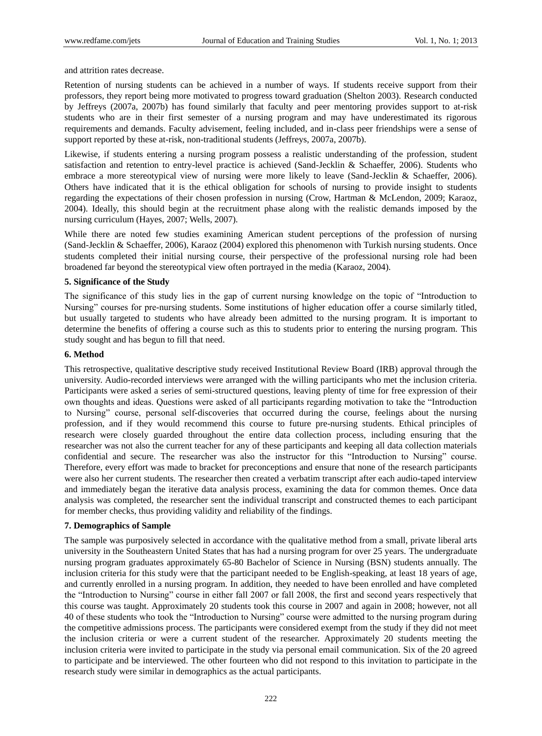and attrition rates decrease.

Retention of nursing students can be achieved in a number of ways. If students receive support from their professors, they report being more motivated to progress toward graduation (Shelton 2003). Research conducted by Jeffreys (2007a, 2007b) has found similarly that faculty and peer mentoring provides support to at-risk students who are in their first semester of a nursing program and may have underestimated its rigorous requirements and demands. Faculty advisement, feeling included, and in-class peer friendships were a sense of support reported by these at-risk, non-traditional students (Jeffreys, 2007a, 2007b).

Likewise, if students entering a nursing program possess a realistic understanding of the profession, student satisfaction and retention to entry-level practice is achieved (Sand-Jecklin & Schaeffer, 2006). Students who embrace a more stereotypical view of nursing were more likely to leave (Sand-Jecklin & Schaeffer, 2006). Others have indicated that it is the ethical obligation for schools of nursing to provide insight to students regarding the expectations of their chosen profession in nursing (Crow, Hartman & McLendon, 2009; Karaoz, 2004). Ideally, this should begin at the recruitment phase along with the realistic demands imposed by the nursing curriculum (Hayes, 2007; Wells, 2007).

While there are noted few studies examining American student perceptions of the profession of nursing (Sand-Jecklin & Schaeffer, 2006), Karaoz (2004) explored this phenomenon with Turkish nursing students. Once students completed their initial nursing course, their perspective of the professional nursing role had been broadened far beyond the stereotypical view often portrayed in the media (Karaoz, 2004).

**5. Significance of the Study**

The significance of this study lies in the gap of current nursing knowledge on the topic of "Introduction to Nursing" courses for pre-nursing students. Some institutions of higher education offer a course similarly titled, but usually targeted to students who have already been admitted to the nursing program. It is important to determine the benefits of offering a course such as this to students prior to entering the nursing program. This study sought and has begun to fill that need.

**6. Method**

This retrospective, qualitative descriptive study received Institutional Review Board (IRB) approval through the university. Audio-recorded interviews were arranged with the willing participants who met the inclusion criteria. Participants were asked a series of semi-structured questions, leaving plenty of time for free expression of their own thoughts and ideas. Questions were asked of all participants regarding motivation to take the "Introduction to Nursing" course, personal self-discoveries that occurred during the course, feelings about the nursing profession, and if they would recommend this course to future pre-nursing students. Ethical principles of research were closely guarded throughout the entire data collection process, including ensuring that the researcher was not also the current teacher for any of these participants and keeping all data collection materials confidential and secure. The researcher was also the instructor for this "Introduction to Nursing" course. Therefore, every effort was made to bracket for preconceptions and ensure that none of the research participants were also her current students. The researcher then created a verbatim transcript after each audio-taped interview and immediately began the iterative data analysis process, examining the data for common themes. Once data analysis was completed, the researcher sent the individual transcript and constructed themes to each participant for member checks, thus providing validity and reliability of the findings.

**7. Demographics of Sample**

The sample was purposively selected in accordance with the qualitative method from a small, private liberal arts university in the Southeastern United States that has had a nursing program for over 25 years. The undergraduate nursing program graduates approximately 65-80 Bachelor of Science in Nursing (BSN) students annually. The inclusion criteria for this study were that the participant needed to be English-speaking, at least 18 years of age, and currently enrolled in a nursing program. In addition, they needed to have been enrolled and have completed the "Introduction to Nursing" course in either fall 2007 or fall 2008, the first and second years respectively that this course was taught. Approximately 20 students took this course in 2007 and again in 2008; however, not all 40 of these students who took the "Introduction to Nursing" course were admitted to the nursing program during the competitive admissions process. The participants were considered exempt from the study if they did not meet the inclusion criteria or were a current student of the researcher. Approximately 20 students meeting the inclusion criteria were invited to participate in the study via personal email communication. Six of the 20 agreed to participate and be interviewed. The other fourteen who did not respond to this invitation to participate in the research study were similar in demographics as the actual participants.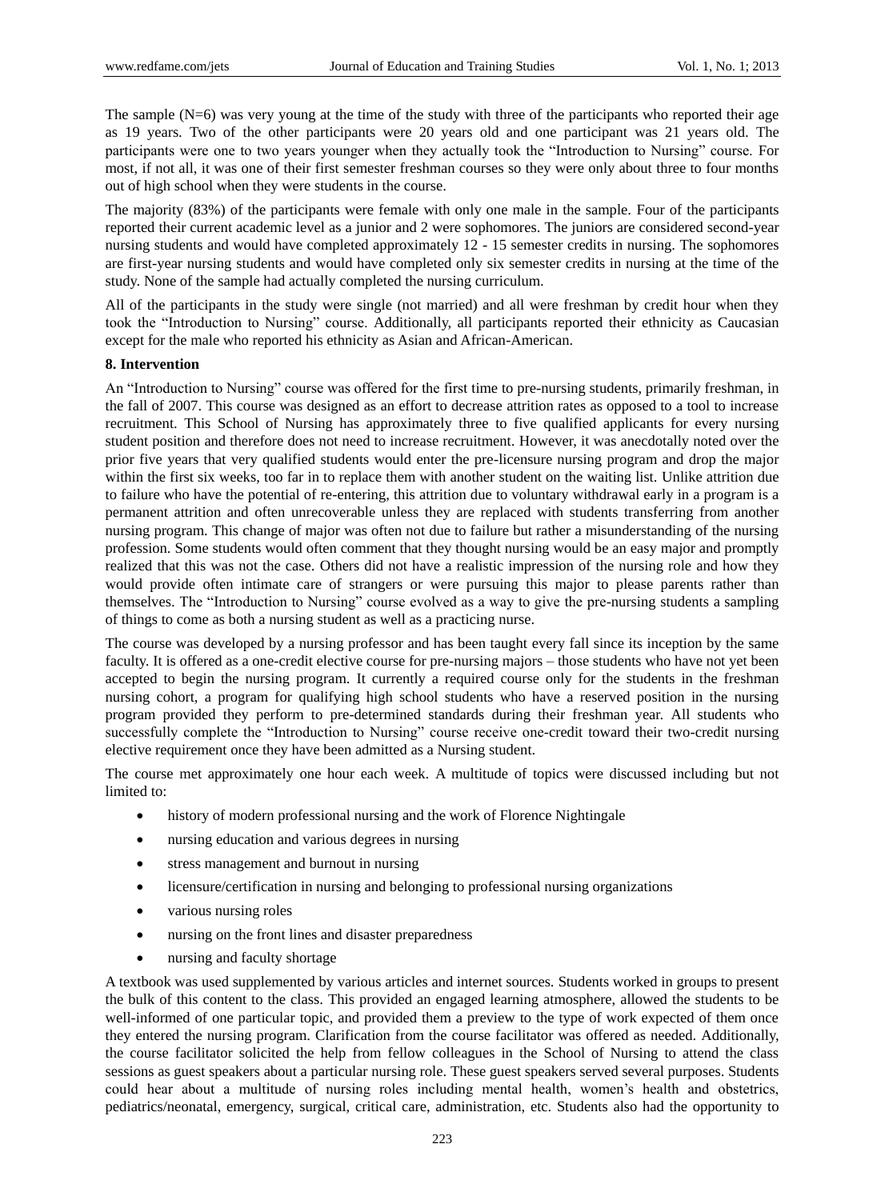The sample (N=6) was very young at the time of the study with three of the participants who reported their age as 19 years. Two of the other participants were 20 years old and one participant was 21 years old. The participants were one to two years younger when they actually took the "Introduction to Nursing" course. For most, if not all, it was one of their first semester freshman courses so they were only about three to four months out of high school when they were students in the course.

The majority (83%) of the participants were female with only one male in the sample. Four of the participants reported their current academic level as a junior and 2 were sophomores. The juniors are considered second-year nursing students and would have completed approximately 12 - 15 semester credits in nursing. The sophomores are first-year nursing students and would have completed only six semester credits in nursing at the time of the study. None of the sample had actually completed the nursing curriculum.

All of the participants in the study were single (not married) and all were freshman by credit hour when they took the "Introduction to Nursing" course. Additionally, all participants reported their ethnicity as Caucasian except for the male who reported his ethnicity as Asian and African-American.

**8. Intervention**

An "Introduction to Nursing" course was offered for the first time to pre-nursing students, primarily freshman, in the fall of 2007. This course was designed as an effort to decrease attrition rates as opposed to a tool to increase recruitment. This School of Nursing has approximately three to five qualified applicants for every nursing student position and therefore does not need to increase recruitment. However, it was anecdotally noted over the prior five years that very qualified students would enter the pre-licensure nursing program and drop the major within the first six weeks, too far in to replace them with another student on the waiting list. Unlike attrition due to failure who have the potential of re-entering, this attrition due to voluntary withdrawal early in a program is a permanent attrition and often unrecoverable unless they are replaced with students transferring from another nursing program. This change of major was often not due to failure but rather a misunderstanding of the nursing profession. Some students would often comment that they thought nursing would be an easy major and promptly realized that this was not the case. Others did not have a realistic impression of the nursing role and how they would provide often intimate care of strangers or were pursuing this major to please parents rather than themselves. The "Introduction to Nursing" course evolved as a way to give the pre-nursing students a sampling of things to come as both a nursing student as well as a practicing nurse.

The course was developed by a nursing professor and has been taught every fall since its inception by the same faculty. It is offered as a one-credit elective course for pre-nursing majors – those students who have not yet been accepted to begin the nursing program. It currently a required course only for the students in the freshman nursing cohort, a program for qualifying high school students who have a reserved position in the nursing program provided they perform to pre-determined standards during their freshman year. All students who successfully complete the "Introduction to Nursing" course receive one-credit toward their two-credit nursing elective requirement once they have been admitted as a Nursing student.

The course met approximately one hour each week. A multitude of topics were discussed including but not limited to:

- history of modern professional nursing and the work of Florence Nightingale
- nursing education and various degrees in nursing
- stress management and burnout in nursing
- licensure/certification in nursing and belonging to professional nursing organizations
- various nursing roles
- nursing on the front lines and disaster preparedness
- nursing and faculty shortage

A textbook was used supplemented by various articles and internet sources. Students worked in groups to present the bulk of this content to the class. This provided an engaged learning atmosphere, allowed the students to be well-informed of one particular topic, and provided them a preview to the type of work expected of them once they entered the nursing program. Clarification from the course facilitator was offered as needed. Additionally, the course facilitator solicited the help from fellow colleagues in the School of Nursing to attend the class sessions as guest speakers about a particular nursing role. These guest speakers served several purposes. Students could hear about a multitude of nursing roles including mental health, women's health and obstetrics, pediatrics/neonatal, emergency, surgical, critical care, administration, etc. Students also had the opportunity to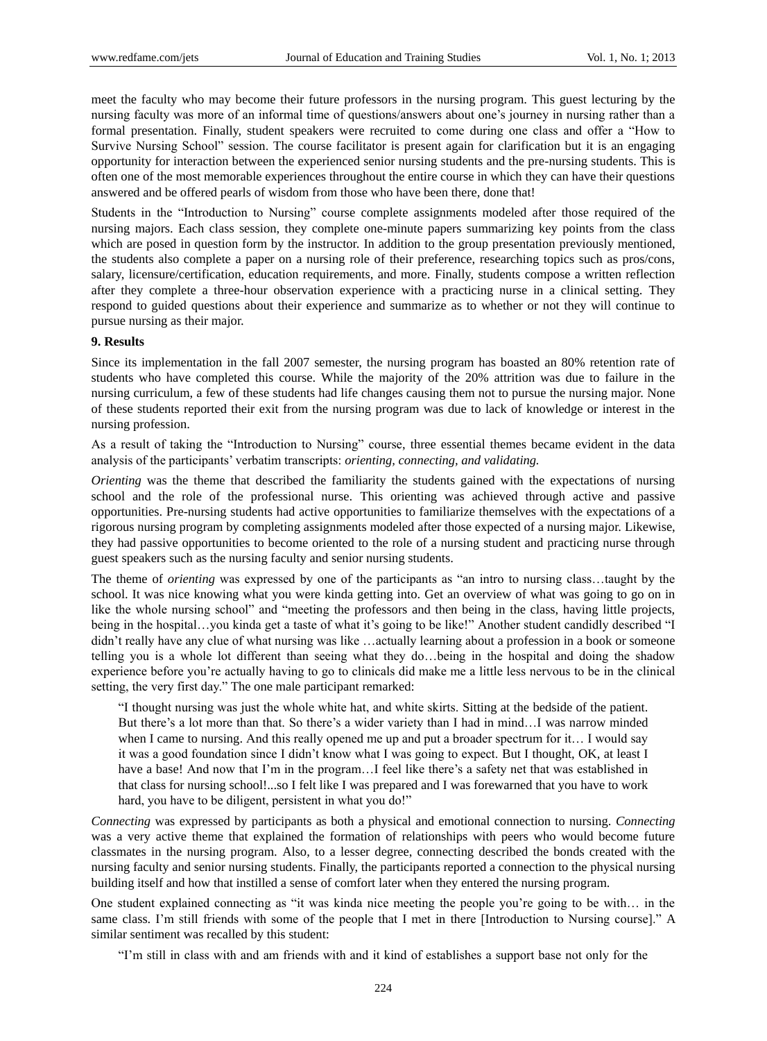meet the faculty who may become their future professors in the nursing program. This guest lecturing by the nursing faculty was more of an informal time of questions/answers about one's journey in nursing rather than a formal presentation. Finally, student speakers were recruited to come during one class and offer a "How to Survive Nursing School" session. The course facilitator is present again for clarification but it is an engaging opportunity for interaction between the experienced senior nursing students and the pre-nursing students. This is often one of the most memorable experiences throughout the entire course in which they can have their questions answered and be offered pearls of wisdom from those who have been there, done that!

Students in the "Introduction to Nursing" course complete assignments modeled after those required of the nursing majors. Each class session, they complete one-minute papers summarizing key points from the class which are posed in question form by the instructor. In addition to the group presentation previously mentioned, the students also complete a paper on a nursing role of their preference, researching topics such as pros/cons, salary, licensure/certification, education requirements, and more. Finally, students compose a written reflection after they complete a three-hour observation experience with a practicing nurse in a clinical setting. They respond to guided questions about their experience and summarize as to whether or not they will continue to pursue nursing as their major.

## 9. Results

Since its implementation in the fall 2007 semester, the nursing program has boasted an 80% retention rate of students who have completed this course. While the majority of the 20% attrition was due to failure in the nursing curriculum, a few of these students had life changes causing them not to pursue the nursing major. None of these students reported their exit from the nursing program was due to lack of knowledge or interest in the nursing profession.

As a result of taking the "Introduction to Nursing" course, three essential themes became evident in the data analysis of the participants' verbatim transcripts: *orienting, connecting, and validating.*

*Orienting* was the theme that described the familiarity the students gained with the expectations of nursing school and the role of the professional nurse. This orienting was achieved through active and passive opportunities. Pre-nursing students had active opportunities to familiarize themselves with the expectations of a rigorous nursing program by completing assignments modeled after those expected of a nursing major. Likewise, they had passive opportunities to become oriented to the role of a nursing student and practicing nurse through guest speakers such as the nursing faculty and senior nursing students.

The theme of *orienting* was expressed by one of the participants as "an intro to nursing class…taught by the school. It was nice knowing what you were kinda getting into. Get an overview of what was going to go on in like the whole nursing school" and "meeting the professors and then being in the class, having little projects, being in the hospital…you kinda get a taste of what it's going to be like!" Another student candidly described "I didn't really have any clue of what nursing was like …actually learning about a profession in a book or someone telling you is a whole lot different than seeing what they do…being in the hospital and doing the shadow experience before you're actually having to go to clinicals did make me a little less nervous to be in the clinical setting, the very first day." The one male participant remarked:

> "I thought nursing was just the whole white hat, and white skirts. Sitting at the bedside of the patient. But there's a lot more than that. So there's a wider variety than I had in mind…I was narrow minded when I came to nursing. And this really opened me up and put a broader spectrum for it… I would say it was a good foundation since I didn't know what I was going to expect. But I thought, OK, at least I have a base! And now that I'm in the program…I feel like there's a safety net that was established in that class for nursing school!...so I felt like I was prepared and I was forewarned that you have to work hard, you have to be diligent, persistent in what you do!"

*Connecting* was expressed by participants as both a physical and emotional connection to nursing. *Connecting* was a very active theme that explained the formation of relationships with peers who would become future classmates in the nursing program. Also, to a lesser degree, connecting described the bonds created with the nursing faculty and senior nursing students. Finally, the participants reported a connection to the physical nursing building itself and how that instilled a sense of comfort later when they entered the nursing program.

One student explained connecting as "it was kinda nice meeting the people you're going to be with… in the same class. I'm still friends with some of the people that I met in there [Introduction to Nursing course]." A similar sentiment was recalled by this student:

> "I'm still in class with and am friends with and it kind of establishes a support base not only for the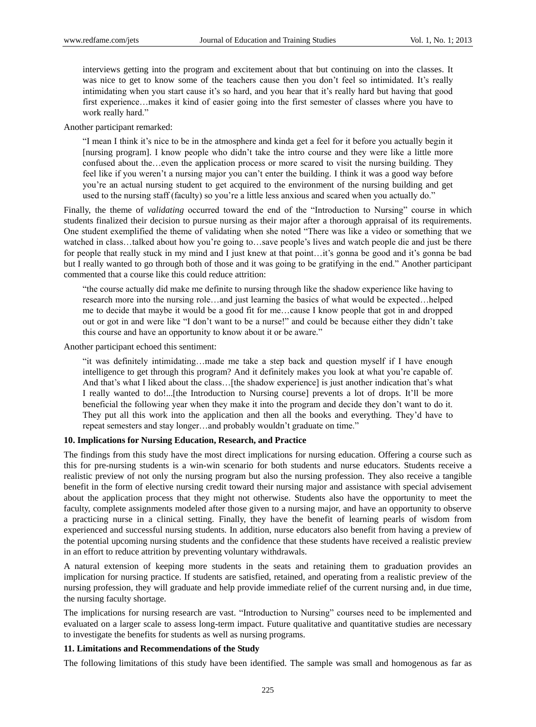> interviews getting into the program and excitement about that but continuing on into the classes. It was nice to get to know some of the teachers cause then you don't feel so intimidated. It's really intimidating when you start cause it's so hard, and you hear that it's really hard but having that good first experience…makes it kind of easier going into the first semester of classes where you have to work really hard."

Another participant remarked:

> "I mean I think it's nice to be in the atmosphere and kinda get a feel for it before you actually begin it [nursing program]. I know people who didn't take the intro course and they were like a little more confused about the…even the application process or more scared to visit the nursing building. They feel like if you weren't a nursing major you can't enter the building. I think it was a good way before you're an actual nursing student to get acquired to the environment of the nursing building and get used to the nursing staff (faculty) so you're a little less anxious and scared when you actually do."

Finally, the theme of *validating* occurred toward the end of the "Introduction to Nursing" course in which students finalized their decision to pursue nursing as their major after a thorough appraisal of its requirements. One student exemplified the theme of validating when she noted "There was like a video or something that we watched in class…talked about how you're going to…save people's lives and watch people die and just be there for people that really stuck in my mind and I just knew at that point…it's gonna be good and it's gonna be bad but I really wanted to go through both of those and it was going to be gratifying in the end." Another participant commented that a course like this could reduce attrition:

> "the course actually did make me definite to nursing through like the shadow experience like having to research more into the nursing role…and just learning the basics of what would be expected…helped me to decide that maybe it would be a good fit for me…cause I know people that got in and dropped out or got in and were like "I don't want to be a nurse!" and could be because either they didn't take this course and have an opportunity to know about it or be aware."

Another participant echoed this sentiment:

> "it was definitely intimidating…made me take a step back and question myself if I have enough intelligence to get through this program? And it definitely makes you look at what you're capable of. And that's what I liked about the class…[the shadow experience] is just another indication that's what I really wanted to do!...[the Introduction to Nursing course] prevents a lot of drops. It'll be more beneficial the following year when they make it into the program and decide they don't want to do it. They put all this work into the application and then all the books and everything. They'd have to repeat semesters and stay longer…and probably wouldn't graduate on time."

## 10. Implications for Nursing Education, Research, and Practice

The findings from this study have the most direct implications for nursing education. Offering a course such as this for pre-nursing students is a win-win scenario for both students and nurse educators. Students receive a realistic preview of not only the nursing program but also the nursing profession. They also receive a tangible benefit in the form of elective nursing credit toward their nursing major and assistance with special advisement about the application process that they might not otherwise. Students also have the opportunity to meet the faculty, complete assignments modeled after those given to a nursing major, and have an opportunity to observe a practicing nurse in a clinical setting. Finally, they have the benefit of learning pearls of wisdom from experienced and successful nursing students. In addition, nurse educators also benefit from having a preview of the potential upcoming nursing students and the confidence that these students have received a realistic preview in an effort to reduce attrition by preventing voluntary withdrawals.

A natural extension of keeping more students in the seats and retaining them to graduation provides an implication for nursing practice. If students are satisfied, retained, and operating from a realistic preview of the nursing profession, they will graduate and help provide immediate relief of the current nursing and, in due time, the nursing faculty shortage.

The implications for nursing research are vast. "Introduction to Nursing" courses need to be implemented and evaluated on a larger scale to assess long-term impact. Future qualitative and quantitative studies are necessary to investigate the benefits for students as well as nursing programs.

## 11. Limitations and Recommendations of the Study

The following limitations of this study have been identified. The sample was small and homogenous as far as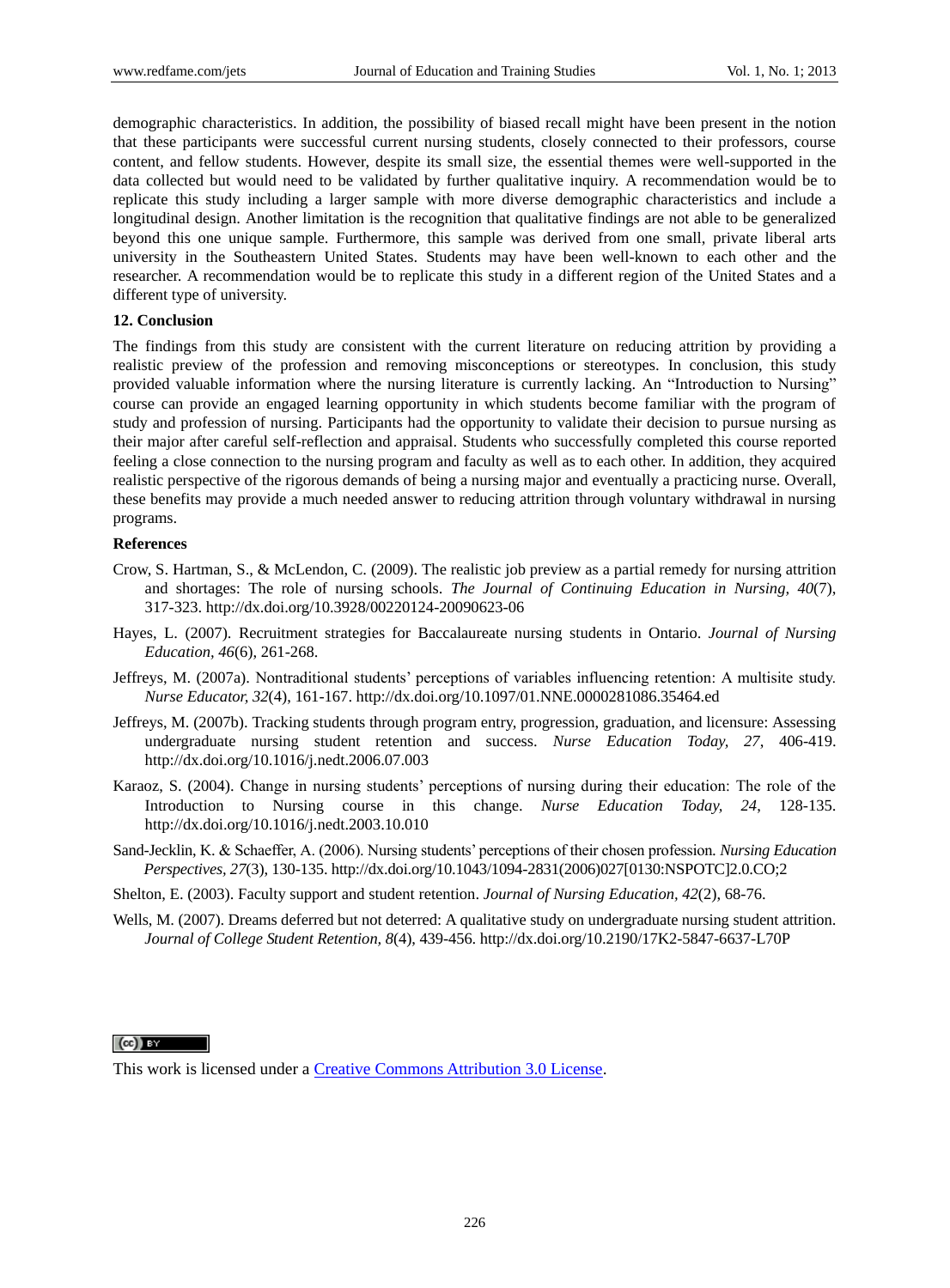demographic characteristics. In addition, the possibility of biased recall might have been present in the notion that these participants were successful current nursing students, closely connected to their professors, course content, and fellow students. However, despite its small size, the essential themes were well-supported in the data collected but would need to be validated by further qualitative inquiry. A recommendation would be to replicate this study including a larger sample with more diverse demographic characteristics and include a longitudinal design. Another limitation is the recognition that qualitative findings are not able to be generalized beyond this one unique sample. Furthermore, this sample was derived from one small, private liberal arts university in the Southeastern United States. Students may have been well-known to each other and the researcher. A recommendation would be to replicate this study in a different region of the United States and a different type of university.

## 12. Conclusion

The findings from this study are consistent with the current literature on reducing attrition by providing a realistic preview of the profession and removing misconceptions or stereotypes. In conclusion, this study provided valuable information where the nursing literature is currently lacking. An "Introduction to Nursing" course can provide an engaged learning opportunity in which students become familiar with the program of study and profession of nursing. Participants had the opportunity to validate their decision to pursue nursing as their major after careful self-reflection and appraisal. Students who successfully completed this course reported feeling a close connection to the nursing program and faculty as well as to each other. In addition, they acquired realistic perspective of the rigorous demands of being a nursing major and eventually a practicing nurse. Overall, these benefits may provide a much needed answer to reducing attrition through voluntary withdrawal in nursing programs.

## References

Crow, S. Hartman, S., & McLendon, C. (2009). The realistic job preview as a partial remedy for nursing attrition and shortages: The role of nursing schools. *The Journal of Continuing Education in Nursing, 40*(7), 317-323. http://dx.doi.org/10.3928/00220124-20090623-06

Hayes, L. (2007). Recruitment strategies for Baccalaureate nursing students in Ontario. *Journal of Nursing Education, 46*(6), 261-268.

Jeffreys, M. (2007a). Nontraditional students' perceptions of variables influencing retention: A multisite study. *Nurse Educator, 32*(4), 161-167. http://dx.doi.org/10.1097/01.NNE.0000281086.35464.ed

Jeffreys, M. (2007b). Tracking students through program entry, progression, graduation, and licensure: Assessing undergraduate nursing student retention and success. *Nurse Education Today, 27*, 406-419. http://dx.doi.org/10.1016/j.nedt.2006.07.003

Karaoz, S. (2004). Change in nursing students' perceptions of nursing during their education: The role of the Introduction to Nursing course in this change. *Nurse Education Today, 24*, 128-135. http://dx.doi.org/10.1016/j.nedt.2003.10.010

Sand-Jecklin, K. & Schaeffer, A. (2006). Nursing students' perceptions of their chosen profession. *Nursing Education Perspectives, 27*(3), 130-135. http://dx.doi.org/10.1043/1094-2831(2006)027[0130:NSPOTC]2.0.CO;2

Shelton, E. (2003). Faculty support and student retention. *Journal of Nursing Education, 42*(2), 68-76.

Wells, M. (2007). Dreams deferred but not deterred: A qualitative study on undergraduate nursing student attrition. *Journal of College Student Retention, 8*(4), 439-456. http://dx.doi.org/10.2190/17K2-5847-6637-L70P

This work is licensed under a Creative Commons Attribution 3.0 License.